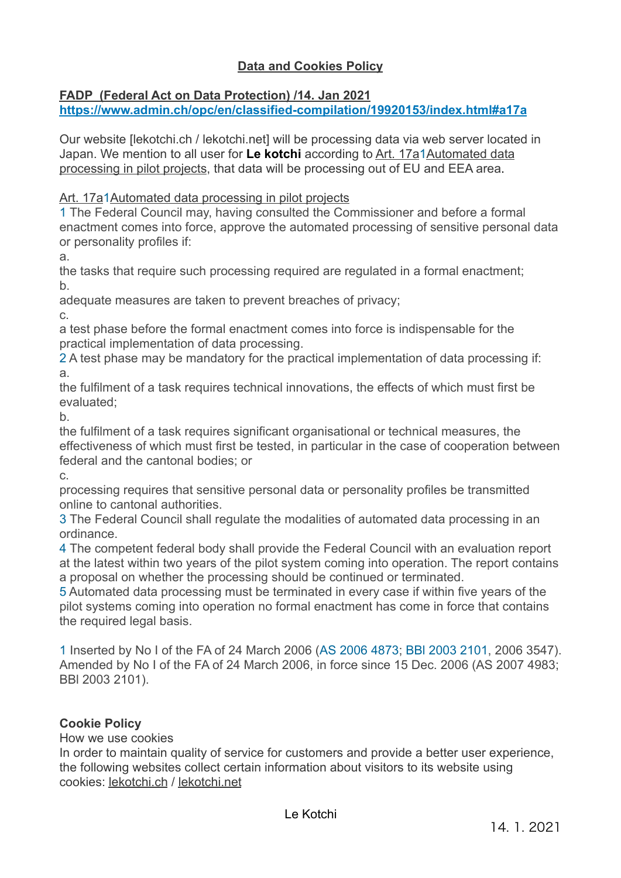# Data and Cookies Policy

**FADP (Federal Act on Data Protection) /14. Jan 2021**
**https://www.admin.ch/opc/en/classified-compilation/19920153/index.html#a17a**

Our website [lekotchi.ch / lekotchi.net] will be processing data via web server located in Japan. We mention to all user for **Le kotchi** according to Art. 17a[1]Automated data processing in pilot projects, that data will be processing out of EU and EEA area.

Art. 17a[1]Automated data processing in pilot projects

1 The Federal Council may, having consulted the Commissioner and before a formal enactment comes into force, approve the automated processing of sensitive personal data or personality profiles if:

a.
the tasks that require such processing required are regulated in a formal enactment;

b.
adequate measures are taken to prevent breaches of privacy;

c.
a test phase before the formal enactment comes into force is indispensable for the practical implementation of data processing.

2 A test phase may be mandatory for the practical implementation of data processing if:

a.
the fulfilment of a task requires technical innovations, the effects of which must first be evaluated;

b.
the fulfilment of a task requires significant organisational or technical measures, the effectiveness of which must first be tested, in particular in the case of cooperation between federal and the cantonal bodies; or

c.
processing requires that sensitive personal data or personality profiles be transmitted online to cantonal authorities.

3 The Federal Council shall regulate the modalities of automated data processing in an ordinance.

4 The competent federal body shall provide the Federal Council with an evaluation report at the latest within two years of the pilot system coming into operation. The report contains a proposal on whether the processing should be continued or terminated.

5 Automated data processing must be terminated in every case if within five years of the pilot systems coming into operation no formal enactment has come in force that contains the required legal basis.

1 Inserted by No I of the FA of 24 March 2006 (AS 2006 4873; BBl 2003 2101, 2006 3547). Amended by No I of the FA of 24 March 2006, in force since 15 Dec. 2006 (AS 2007 4983; BBl 2003 2101).

**Cookie Policy**
How we use cookies
In order to maintain quality of service for customers and provide a better user experience, the following websites collect certain information about visitors to its website using cookies: lekotchi.ch / lekotchi.net

Le Kotchi

14. 1. 2021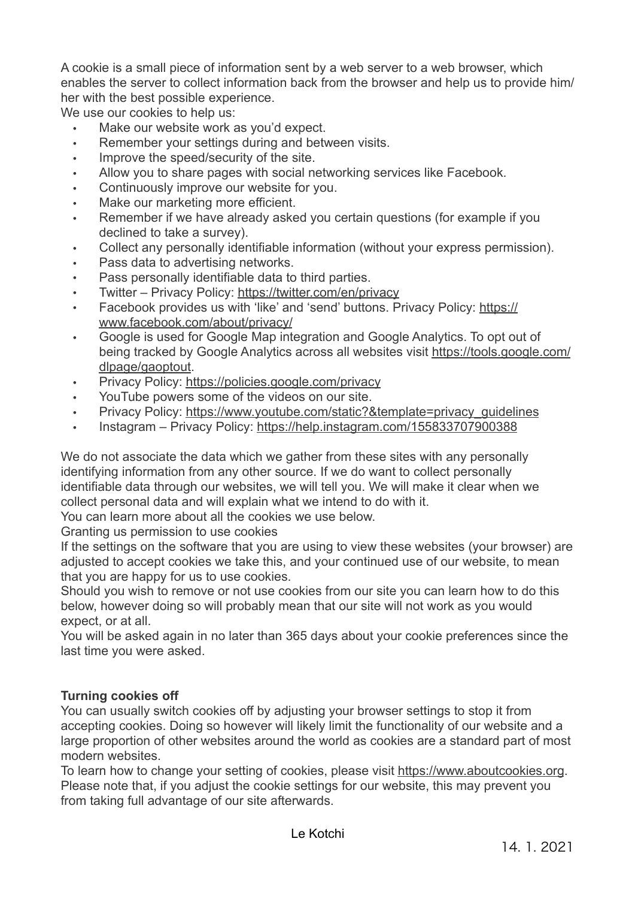A cookie is a small piece of information sent by a web server to a web browser, which enables the server to collect information back from the browser and help us to provide him/her with the best possible experience.

We use our cookies to help us:

- Make our website work as you'd expect.
- Remember your settings during and between visits.
- Improve the speed/security of the site.
- Allow you to share pages with social networking services like Facebook.
- Continuously improve our website for you.
- Make our marketing more efficient.
- Remember if we have already asked you certain questions (for example if you declined to take a survey).
- Collect any personally identifiable information (without your express permission).
- Pass data to advertising networks.
- Pass personally identifiable data to third parties.
- Twitter – Privacy Policy: https://twitter.com/en/privacy
- Facebook provides us with 'like' and 'send' buttons. Privacy Policy: https://www.facebook.com/about/privacy/
- Google is used for Google Map integration and Google Analytics. To opt out of being tracked by Google Analytics across all websites visit https://tools.google.com/dlpage/gaoptout.
- Privacy Policy: https://policies.google.com/privacy
- YouTube powers some of the videos on our site.
- Privacy Policy: https://www.youtube.com/static?&template=privacy_guidelines
- Instagram – Privacy Policy: https://help.instagram.com/155833707900388

We do not associate the data which we gather from these sites with any personally identifying information from any other source. If we do want to collect personally identifiable data through our websites, we will tell you. We will make it clear when we collect personal data and will explain what we intend to do with it.

You can learn more about all the cookies we use below.

Granting us permission to use cookies

If the settings on the software that you are using to view these websites (your browser) are adjusted to accept cookies we take this, and your continued use of our website, to mean that you are happy for us to use cookies.

Should you wish to remove or not use cookies from our site you can learn how to do this below, however doing so will probably mean that our site will not work as you would expect, or at all.

You will be asked again in no later than 365 days about your cookie preferences since the last time you were asked.

**Turning cookies off**

You can usually switch cookies off by adjusting your browser settings to stop it from accepting cookies. Doing so however will likely limit the functionality of our website and a large proportion of other websites around the world as cookies are a standard part of most modern websites.

To learn how to change your setting of cookies, please visit https://www.aboutcookies.org. Please note that, if you adjust the cookie settings for our website, this may prevent you from taking full advantage of our site afterwards.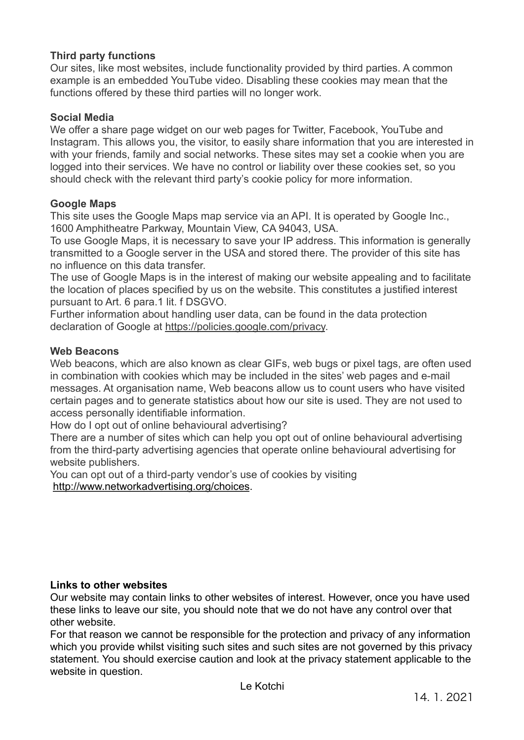**Third party functions**

Our sites, like most websites, include functionality provided by third parties. A common example is an embedded YouTube video. Disabling these cookies may mean that the functions offered by these third parties will no longer work.

**Social Media**

We offer a share page widget on our web pages for Twitter, Facebook, YouTube and Instagram. This allows you, the visitor, to easily share information that you are interested in with your friends, family and social networks. These sites may set a cookie when you are logged into their services. We have no control or liability over these cookies set, so you should check with the relevant third party's cookie policy for more information.

**Google Maps**

This site uses the Google Maps map service via an API. It is operated by Google Inc., 1600 Amphitheatre Parkway, Mountain View, CA 94043, USA.
To use Google Maps, it is necessary to save your IP address. This information is generally transmitted to a Google server in the USA and stored there. The provider of this site has no influence on this data transfer.
The use of Google Maps is in the interest of making our website appealing and to facilitate the location of places specified by us on the website. This constitutes a justified interest pursuant to Art. 6 para.1 lit. f DSGVO.
Further information about handling user data, can be found in the data protection declaration of Google at https://policies.google.com/privacy.

**Web Beacons**

Web beacons, which are also known as clear GIFs, web bugs or pixel tags, are often used in combination with cookies which may be included in the sites' web pages and e-mail messages. At organisation name, Web beacons allow us to count users who have visited certain pages and to generate statistics about how our site is used. They are not used to access personally identifiable information.
How do I opt out of online behavioural advertising?
There are a number of sites which can help you opt out of online behavioural advertising from the third-party advertising agencies that operate online behavioural advertising for website publishers.
You can opt out of a third-party vendor's use of cookies by visiting http://www.networkadvertising.org/choices.

**Links to other websites**

Our website may contain links to other websites of interest. However, once you have used these links to leave our site, you should note that we do not have any control over that other website.
For that reason we cannot be responsible for the protection and privacy of any information which you provide whilst visiting such sites and such sites are not governed by this privacy statement. You should exercise caution and look at the privacy statement applicable to the website in question.

Le Kotchi

14. 1. 2021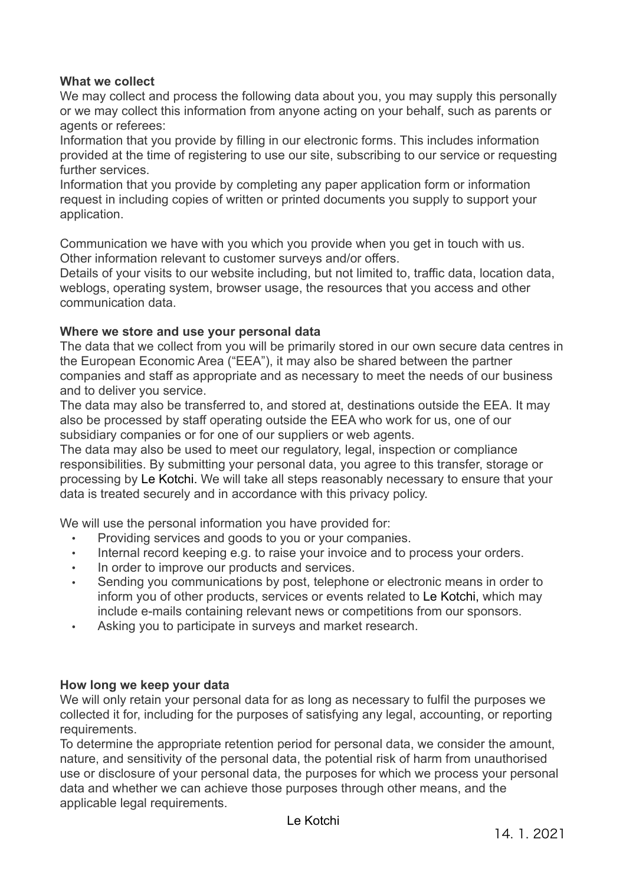**What we collect**

We may collect and process the following data about you, you may supply this personally or we may collect this information from anyone acting on your behalf, such as parents or agents or referees:

Information that you provide by filling in our electronic forms. This includes information provided at the time of registering to use our site, subscribing to our service or requesting further services.

Information that you provide by completing any paper application form or information request in including copies of written or printed documents you supply to support your application.

Communication we have with you which you provide when you get in touch with us.

Other information relevant to customer surveys and/or offers.

Details of your visits to our website including, but not limited to, traffic data, location data, weblogs, operating system, browser usage, the resources that you access and other communication data.

**Where we store and use your personal data**

The data that we collect from you will be primarily stored in our own secure data centres in the European Economic Area ("EEA"), it may also be shared between the partner companies and staff as appropriate and as necessary to meet the needs of our business and to deliver you service.

The data may also be transferred to, and stored at, destinations outside the EEA. It may also be processed by staff operating outside the EEA who work for us, one of our subsidiary companies or for one of our suppliers or web agents.

The data may also be used to meet our regulatory, legal, inspection or compliance responsibilities. By submitting your personal data, you agree to this transfer, storage or processing by Le Kotchi. We will take all steps reasonably necessary to ensure that your data is treated securely and in accordance with this privacy policy.

We will use the personal information you have provided for:

- Providing services and goods to you or your companies.
- Internal record keeping e.g. to raise your invoice and to process your orders.
- In order to improve our products and services.
- Sending you communications by post, telephone or electronic means in order to inform you of other products, services or events related to Le Kotchi, which may include e-mails containing relevant news or competitions from our sponsors.
- Asking you to participate in surveys and market research.

**How long we keep your data**

We will only retain your personal data for as long as necessary to fulfil the purposes we collected it for, including for the purposes of satisfying any legal, accounting, or reporting requirements.

To determine the appropriate retention period for personal data, we consider the amount, nature, and sensitivity of the personal data, the potential risk of harm from unauthorised use or disclosure of your personal data, the purposes for which we process your personal data and whether we can achieve those purposes through other means, and the applicable legal requirements.

Le Kotchi

14. 1. 2021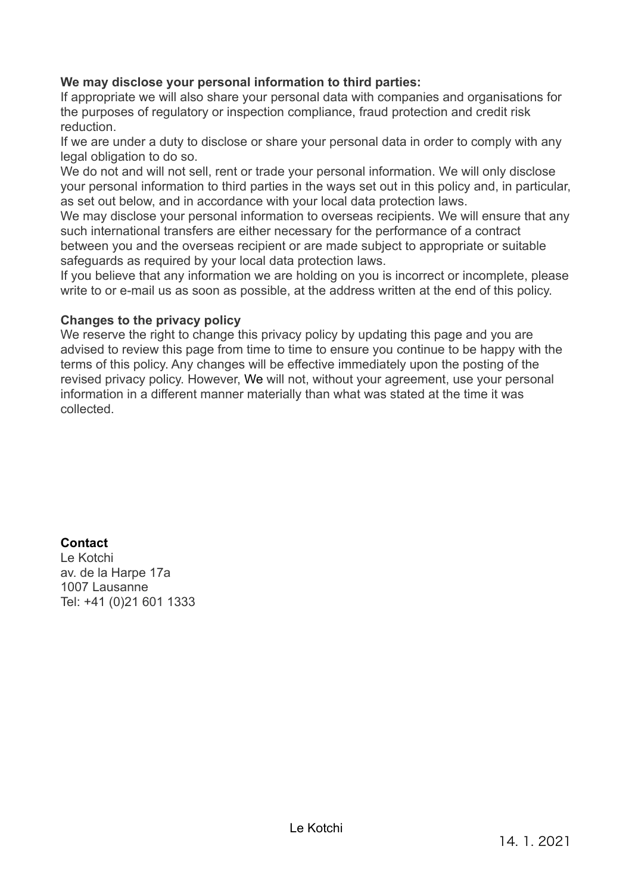**We may disclose your personal information to third parties:**

If appropriate we will also share your personal data with companies and organisations for the purposes of regulatory or inspection compliance, fraud protection and credit risk reduction.

If we are under a duty to disclose or share your personal data in order to comply with any legal obligation to do so.

We do not and will not sell, rent or trade your personal information. We will only disclose your personal information to third parties in the ways set out in this policy and, in particular, as set out below, and in accordance with your local data protection laws.

We may disclose your personal information to overseas recipients. We will ensure that any such international transfers are either necessary for the performance of a contract between you and the overseas recipient or are made subject to appropriate or suitable safeguards as required by your local data protection laws.

If you believe that any information we are holding on you is incorrect or incomplete, please write to or e-mail us as soon as possible, at the address written at the end of this policy.

**Changes to the privacy policy**

We reserve the right to change this privacy policy by updating this page and you are advised to review this page from time to time to ensure you continue to be happy with the terms of this policy. Any changes will be effective immediately upon the posting of the revised privacy policy. However, We will not, without your agreement, use your personal information in a different manner materially than what was stated at the time it was collected.

**Contact**

Le Kotchi
av. de la Harpe 17a
1007 Lausanne
Tel: +41 (0)21 601 1333

14. 1. 2021